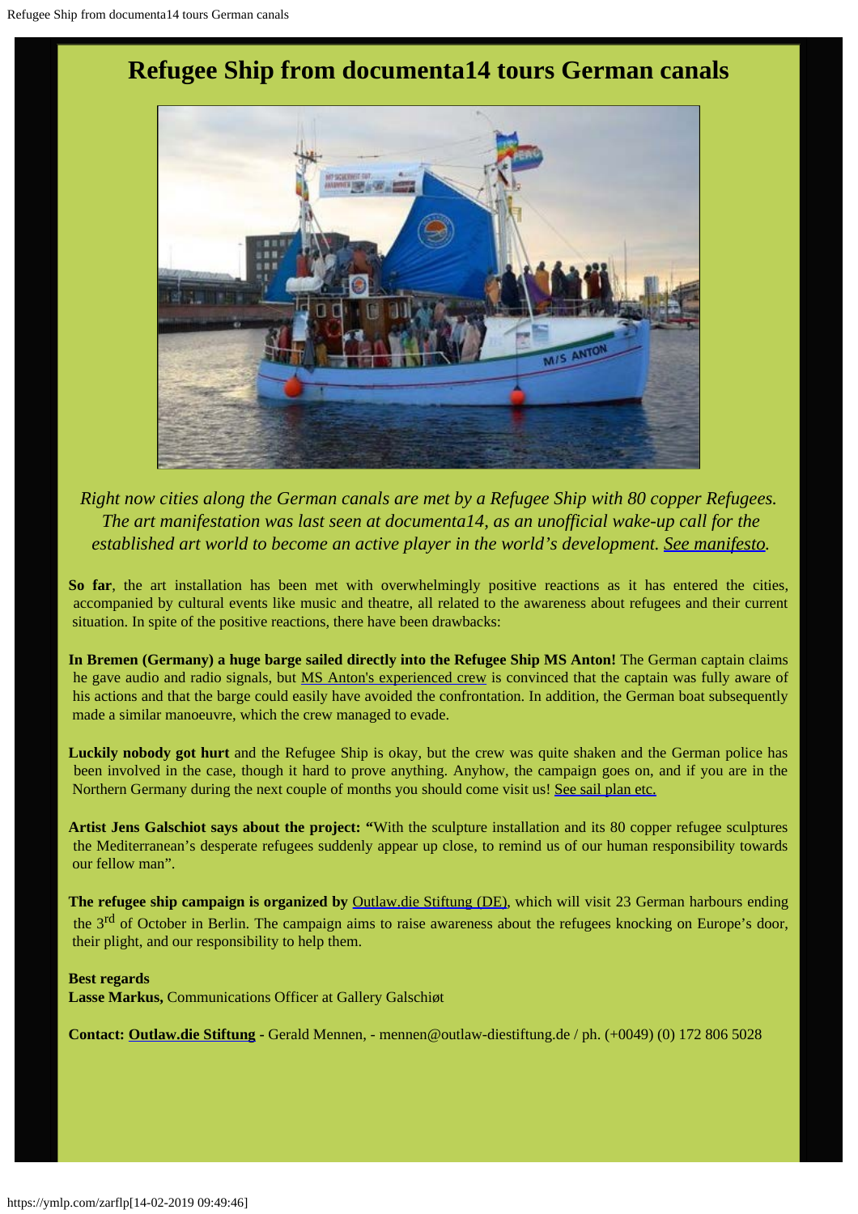# Refugee Ship from documenta14 tours German canals

*Right now cities along the German canals are met by a Refugee Ship with 80 copper Refugees. The art manifestation was last seen at documenta14, as an unofficial wake-up call for the established art world to become an active player in the world's development. See manifesto.*

**So far**, the art installation has been met with overwhelmingly positive reactions as it has entered the cities, accompanied by cultural events like music and theatre, all related to the awareness about refugees and their current situation. In spite of the positive reactions, there have been drawbacks:

**In Bremen (Germany) a huge barge sailed directly into the Refugee Ship MS Anton!** The German captain claims he gave audio and radio signals, but MS Anton's experienced crew is convinced that the captain was fully aware of his actions and that the barge could easily have avoided the confrontation. In addition, the German boat subsequently made a similar manoeuvre, which the crew managed to evade.

**Luckily nobody got hurt** and the Refugee Ship is okay, but the crew was quite shaken and the German police has been involved in the case, though it hard to prove anything. Anyhow, the campaign goes on, and if you are in the Northern Germany during the next couple of months you should come visit us! See sail plan etc.

**Artist Jens Galschiot says about the project: "**With the sculpture installation and its 80 copper refugee sculptures the Mediterranean's desperate refugees suddenly appear up close, to remind us of our human responsibility towards our fellow man".

**The refugee ship campaign is organized by** Outlaw.die Stiftung (DE), which will visit 23 German harbours ending the 3rd of October in Berlin. The campaign aims to raise awareness about the refugees knocking on Europe's door, their plight, and our responsibility to help them.

**Best regards**
**Lasse Markus,** Communications Officer at Gallery Galschiøt

**Contact: Outlaw.die Stiftung** - Gerald Mennen, - mennen@outlaw-diestiftung.de / ph. (+0049) (0) 172 806 5028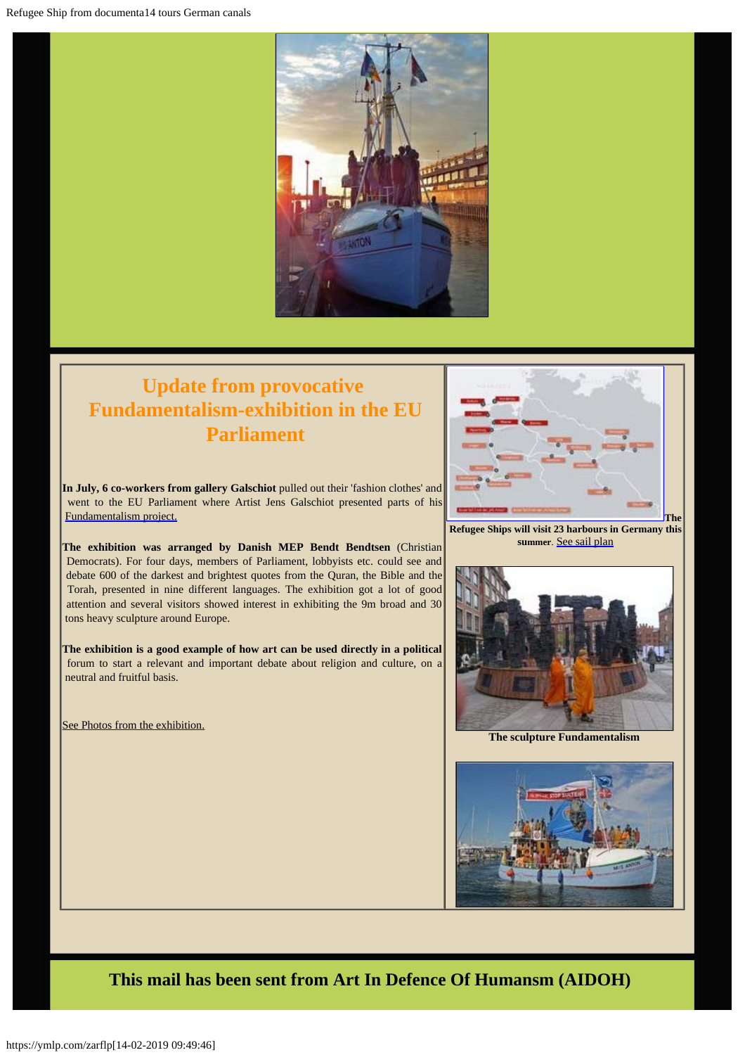## Update from provocative Fundamentalism-exhibition in the EU Parliament

**In July, 6 co-workers from gallery Galschiot** pulled out their 'fashion clothes' and went to the EU Parliament where Artist Jens Galschiot presented parts of his Fundamentalism project.

**The exhibition was arranged by Danish MEP Bendt Bendtsen** (Christian Democrats). For four days, members of Parliament, lobbyists etc. could see and debate 600 of the darkest and brightest quotes from the Quran, the Bible and the Torah, presented in nine different languages. The exhibition got a lot of good attention and several visitors showed interest in exhibiting the 9m broad and 30 tons heavy sculpture around Europe.

**The exhibition is a good example of how art can be used directly in a political** forum to start a relevant and important debate about religion and culture, on a neutral and fruitful basis.

See Photos from the exhibition.

**The Refugee Ships will visit 23 harbours in Germany this summer**. See sail plan

**The sculpture Fundamentalism**

## This mail has been sent from Art In Defence Of Humansm (AIDOH)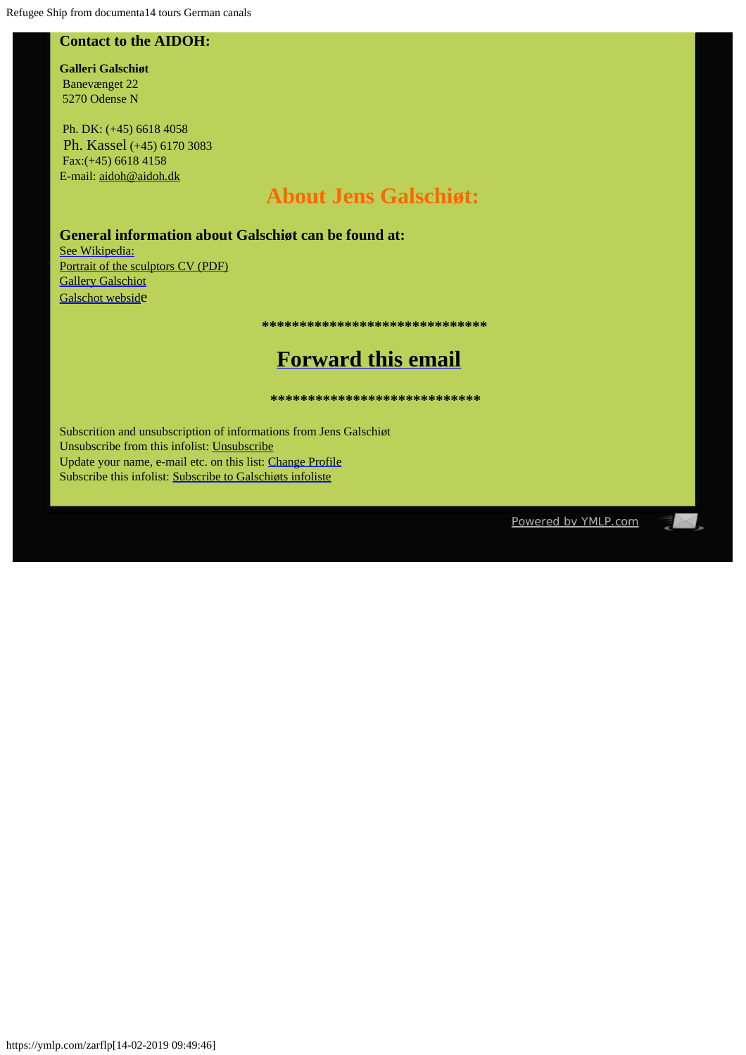**Contact to the AIDOH:**

**Galleri Galschiøt**
Banevænget 22
5270 Odense N

Ph. DK: (+45) 6618 4058
Ph. Kassel (+45) 6170 3083
Fax:(+45) 6618 4158
E-mail: aidoh@aidoh.dk

## About Jens Galschiøt:

**General information about Galschiøt can be found at:**
See Wikipedia:
Portrait of the sculptors CV (PDF)
Gallery Galschiot
Galschot webside

******************************

# Forward this email

****************************

Subscrition and unsubscription of informations from Jens Galschiøt
Unsubscribe from this infolist: Unsubscribe
Update your name, e-mail etc. on this list: Change Profile
Subscribe this infolist: Subscribe to Galschiøts infoliste

Powered by YMLP.com